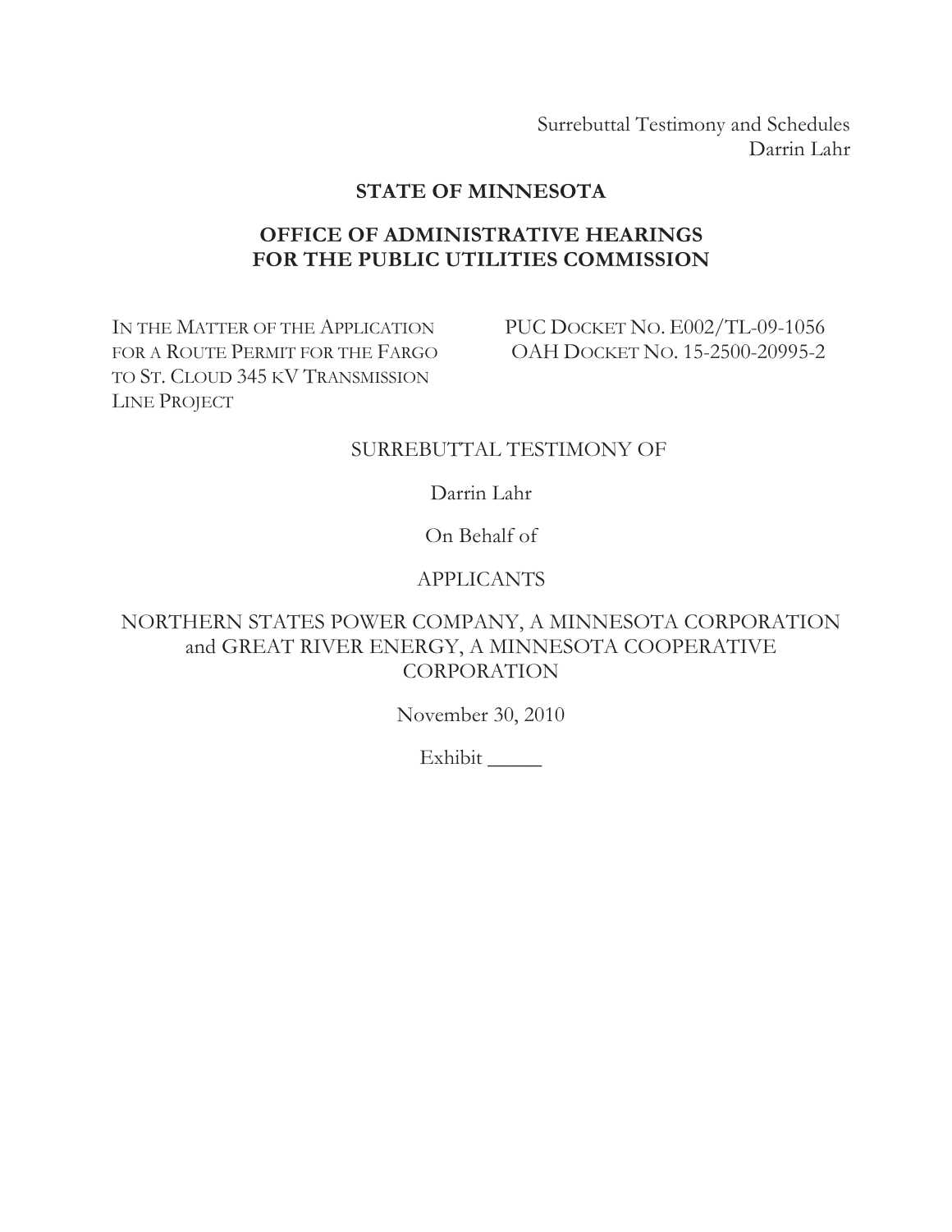Surrebuttal Testimony and Schedules
Darrin Lahr

**STATE OF MINNESOTA**

**OFFICE OF ADMINISTRATIVE HEARINGS**
**FOR THE PUBLIC UTILITIES COMMISSION**

| | |
|---|---|
| IN THE MATTER OF THE APPLICATION FOR A ROUTE PERMIT FOR THE FARGO TO ST. CLOUD 345 KV TRANSMISSION LINE PROJECT | PUC DOCKET NO. E002/TL-09-1056<br>OAH DOCKET NO. 15-2500-20995-2 |

SURREBUTTAL TESTIMONY OF

Darrin Lahr

On Behalf of

APPLICANTS

NORTHERN STATES POWER COMPANY, A MINNESOTA CORPORATION and GREAT RIVER ENERGY, A MINNESOTA COOPERATIVE CORPORATION

November 30, 2010

Exhibit _____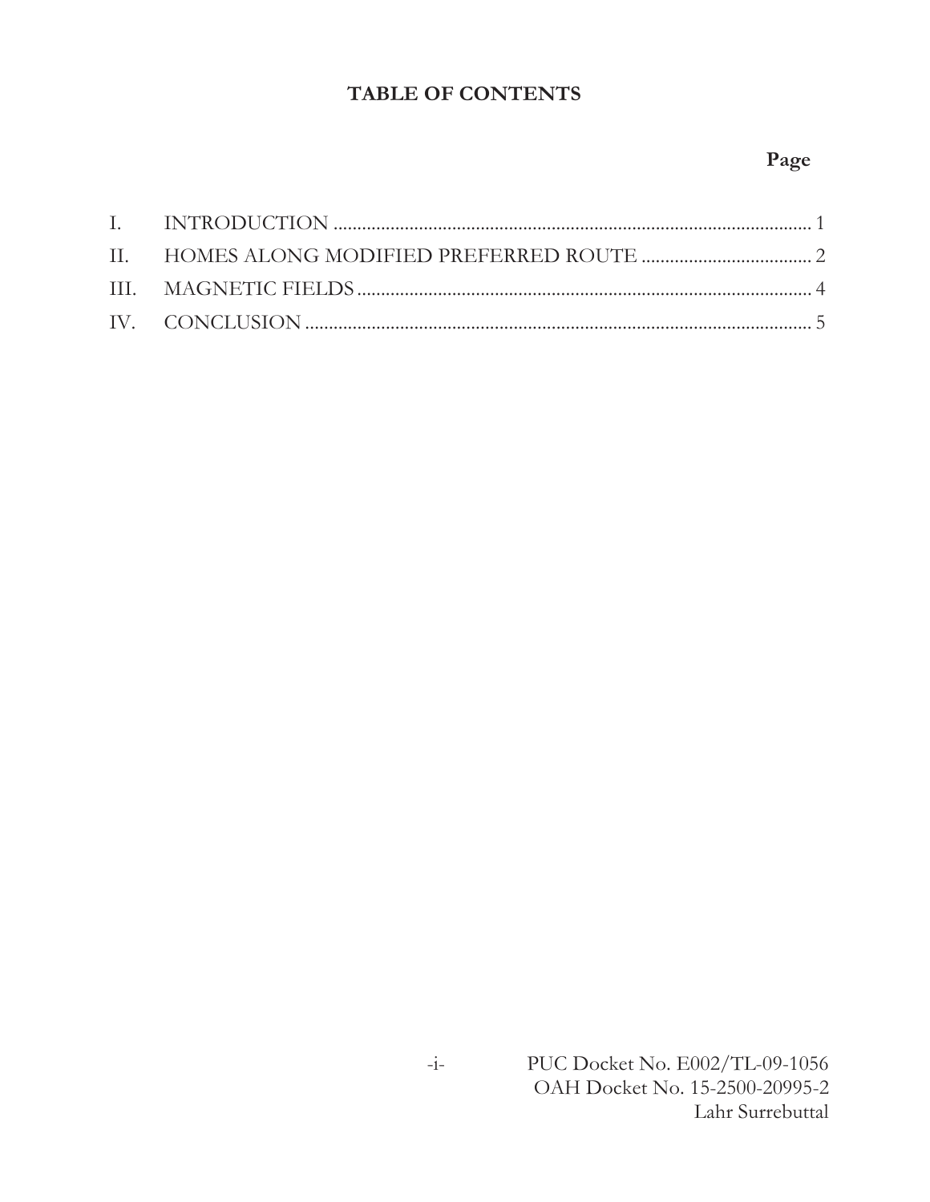# TABLE OF CONTENTS

| | | Page |
|---|---|---|
| I. | INTRODUCTION | 1 |
| II. | HOMES ALONG MODIFIED PREFERRED ROUTE | 2 |
| III. | MAGNETIC FIELDS | 4 |
| IV. | CONCLUSION | 5 |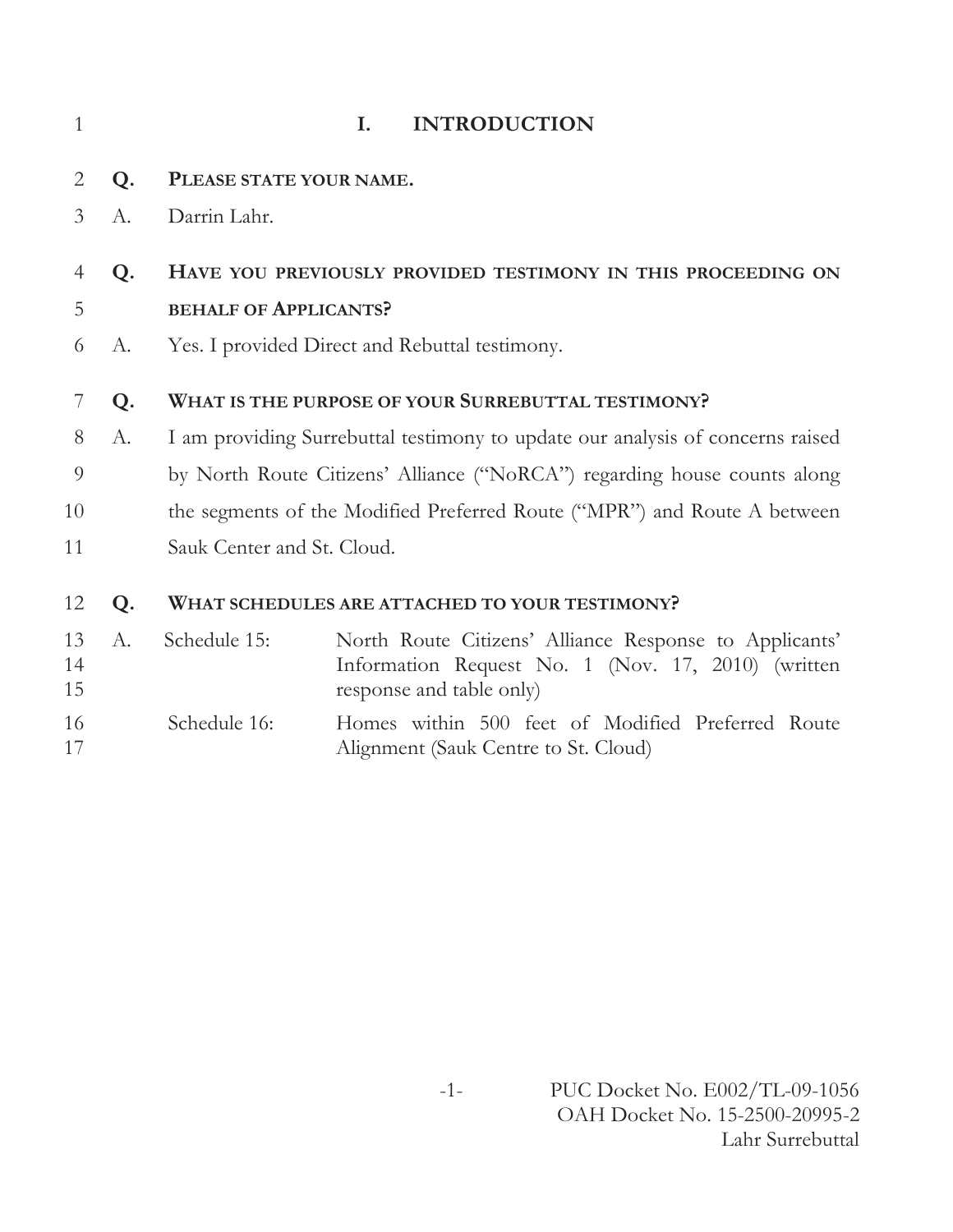# I. INTRODUCTION

**Q. PLEASE STATE YOUR NAME.**

A. Darrin Lahr.

**Q. HAVE YOU PREVIOUSLY PROVIDED TESTIMONY IN THIS PROCEEDING ON BEHALF OF APPLICANTS?**

A. Yes. I provided Direct and Rebuttal testimony.

**Q. WHAT IS THE PURPOSE OF YOUR SURREBUTTAL TESTIMONY?**

A. I am providing Surrebuttal testimony to update our analysis of concerns raised by North Route Citizens' Alliance ("NoRCA") regarding house counts along the segments of the Modified Preferred Route ("MPR") and Route A between Sauk Center and St. Cloud.

**Q. WHAT SCHEDULES ARE ATTACHED TO YOUR TESTIMONY?**

A.

| | |
|---|---|
| Schedule 15: | North Route Citizens' Alliance Response to Applicants' Information Request No. 1 (Nov. 17, 2010) (written response and table only) |
| Schedule 16: | Homes within 500 feet of Modified Preferred Route Alignment (Sauk Centre to St. Cloud) |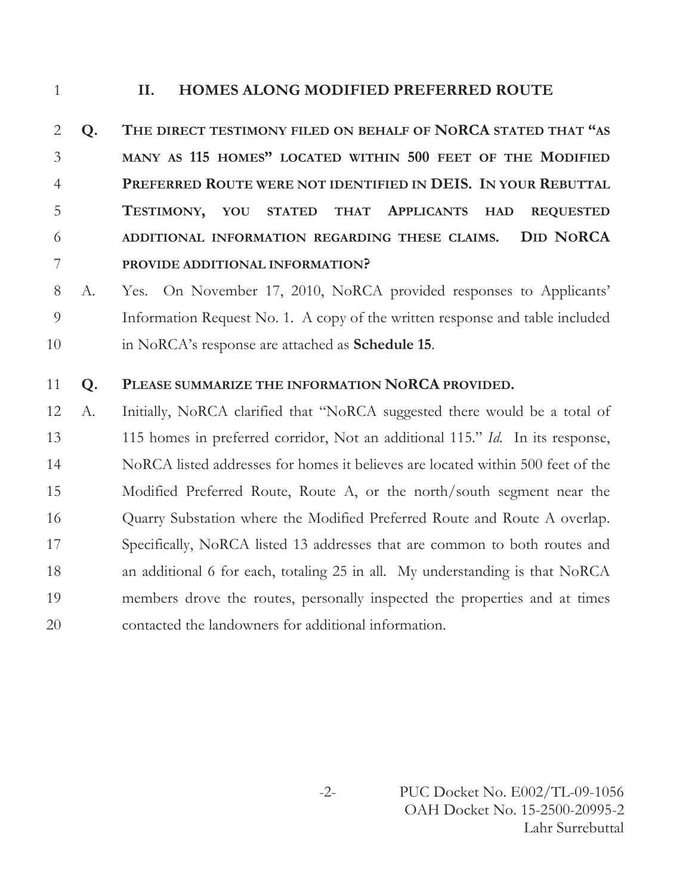## II. HOMES ALONG MODIFIED PREFERRED ROUTE

**Q. THE DIRECT TESTIMONY FILED ON BEHALF OF NORCA STATED THAT "AS MANY AS 115 HOMES" LOCATED WITHIN 500 FEET OF THE MODIFIED PREFERRED ROUTE WERE NOT IDENTIFIED IN DEIS. IN YOUR REBUTTAL TESTIMONY, YOU STATED THAT APPLICANTS HAD REQUESTED ADDITIONAL INFORMATION REGARDING THESE CLAIMS. DID NORCA PROVIDE ADDITIONAL INFORMATION?**

A. Yes. On November 17, 2010, NoRCA provided responses to Applicants' Information Request No. 1. A copy of the written response and table included in NoRCA's response are attached as **Schedule 15**.

**Q. PLEASE SUMMARIZE THE INFORMATION NORCA PROVIDED.**

A. Initially, NoRCA clarified that "NoRCA suggested there would be a total of 115 homes in preferred corridor, Not an additional 115." *Id.* In its response, NoRCA listed addresses for homes it believes are located within 500 feet of the Modified Preferred Route, Route A, or the north/south segment near the Quarry Substation where the Modified Preferred Route and Route A overlap. Specifically, NoRCA listed 13 addresses that are common to both routes and an additional 6 for each, totaling 25 in all. My understanding is that NoRCA members drove the routes, personally inspected the properties and at times contacted the landowners for additional information.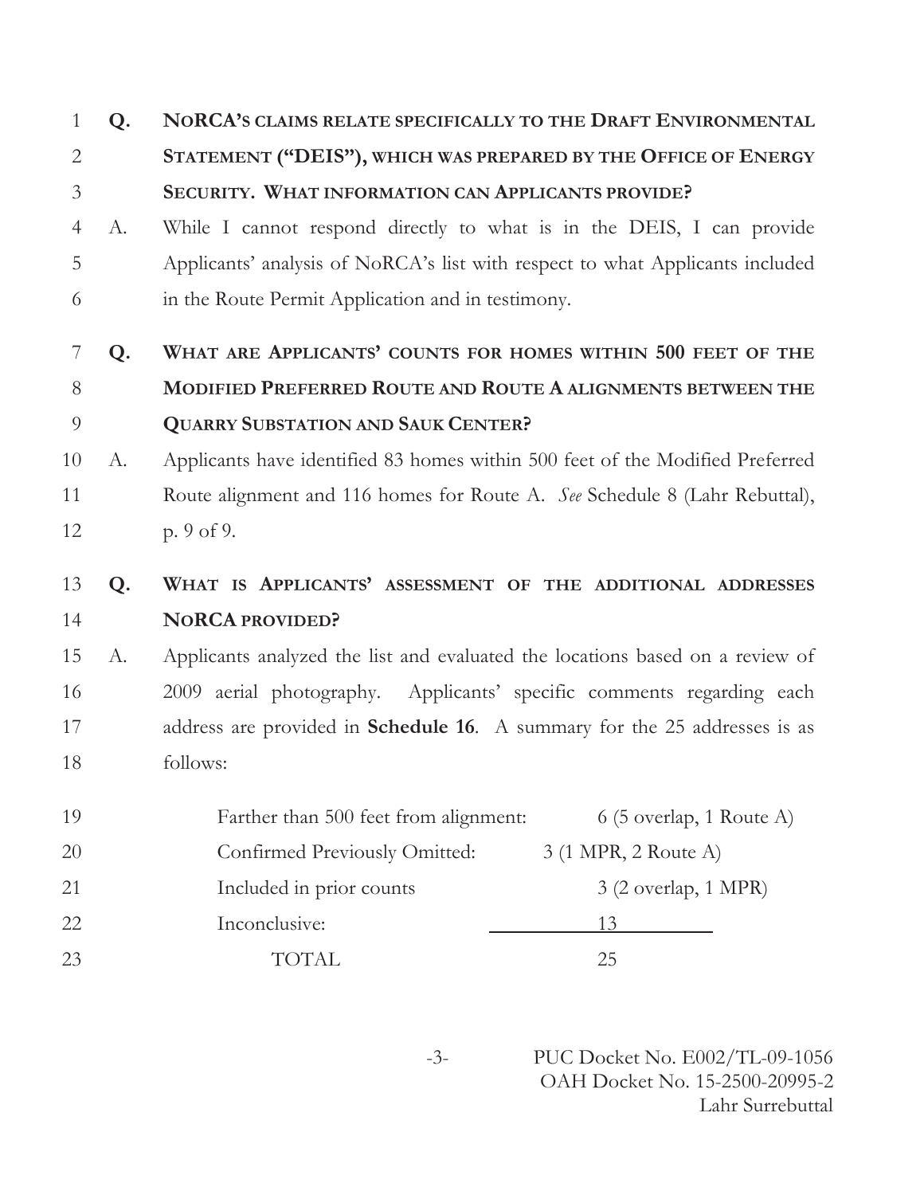**Q. NoRCA's claims relate specifically to the Draft Environmental Statement ("DEIS"), which was prepared by the Office of Energy Security. What information can Applicants provide?**

A. While I cannot respond directly to what is in the DEIS, I can provide Applicants' analysis of NoRCA's list with respect to what Applicants included in the Route Permit Application and in testimony.

**Q. What are Applicants' counts for homes within 500 feet of the Modified Preferred Route and Route A alignments between the Quarry Substation and Sauk Center?**

A. Applicants have identified 83 homes within 500 feet of the Modified Preferred Route alignment and 116 homes for Route A. *See* Schedule 8 (Lahr Rebuttal), p. 9 of 9.

**Q. What is Applicants' assessment of the additional addresses NoRCA provided?**

A. Applicants analyzed the list and evaluated the locations based on a review of 2009 aerial photography. Applicants' specific comments regarding each address are provided in **Schedule 16**. A summary for the 25 addresses is as follows:

| | |
|---|---|
| Farther than 500 feet from alignment: | 6 (5 overlap, 1 Route A) |
| Confirmed Previously Omitted: | 3 (1 MPR, 2 Route A) |
| Included in prior counts | 3 (2 overlap, 1 MPR) |
| Inconclusive: | 13 |
| TOTAL | 25 |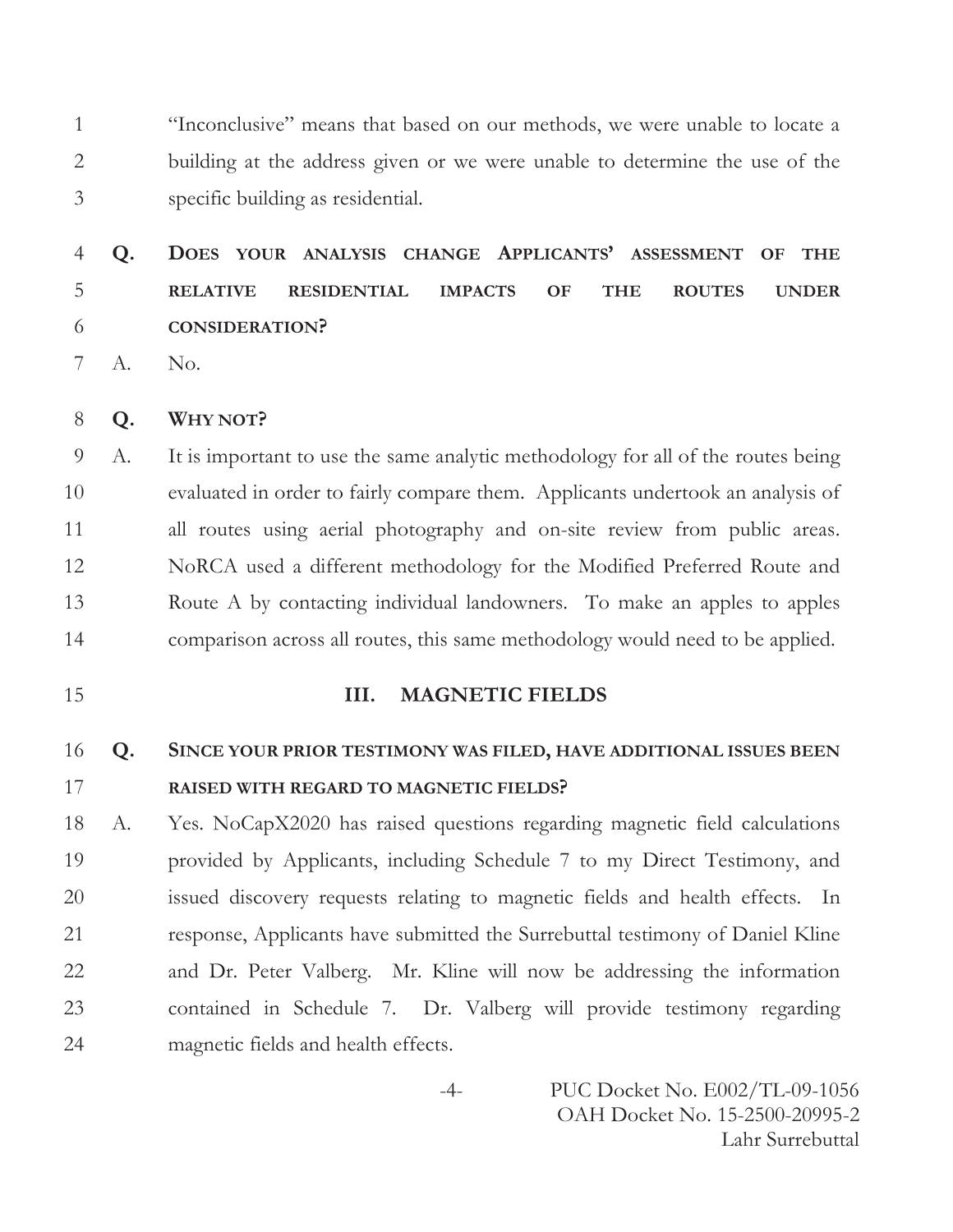"Inconclusive" means that based on our methods, we were unable to locate a building at the address given or we were unable to determine the use of the specific building as residential.

**Q. DOES YOUR ANALYSIS CHANGE APPLICANTS' ASSESSMENT OF THE RELATIVE RESIDENTIAL IMPACTS OF THE ROUTES UNDER CONSIDERATION?**

A. No.

**Q. WHY NOT?**

A. It is important to use the same analytic methodology for all of the routes being evaluated in order to fairly compare them. Applicants undertook an analysis of all routes using aerial photography and on-site review from public areas. NoRCA used a different methodology for the Modified Preferred Route and Route A by contacting individual landowners. To make an apples to apples comparison across all routes, this same methodology would need to be applied.

## III. MAGNETIC FIELDS

**Q. SINCE YOUR PRIOR TESTIMONY WAS FILED, HAVE ADDITIONAL ISSUES BEEN RAISED WITH REGARD TO MAGNETIC FIELDS?**

A. Yes. NoCapX2020 has raised questions regarding magnetic field calculations provided by Applicants, including Schedule 7 to my Direct Testimony, and issued discovery requests relating to magnetic fields and health effects. In response, Applicants have submitted the Surrebuttal testimony of Daniel Kline and Dr. Peter Valberg. Mr. Kline will now be addressing the information contained in Schedule 7. Dr. Valberg will provide testimony regarding magnetic fields and health effects.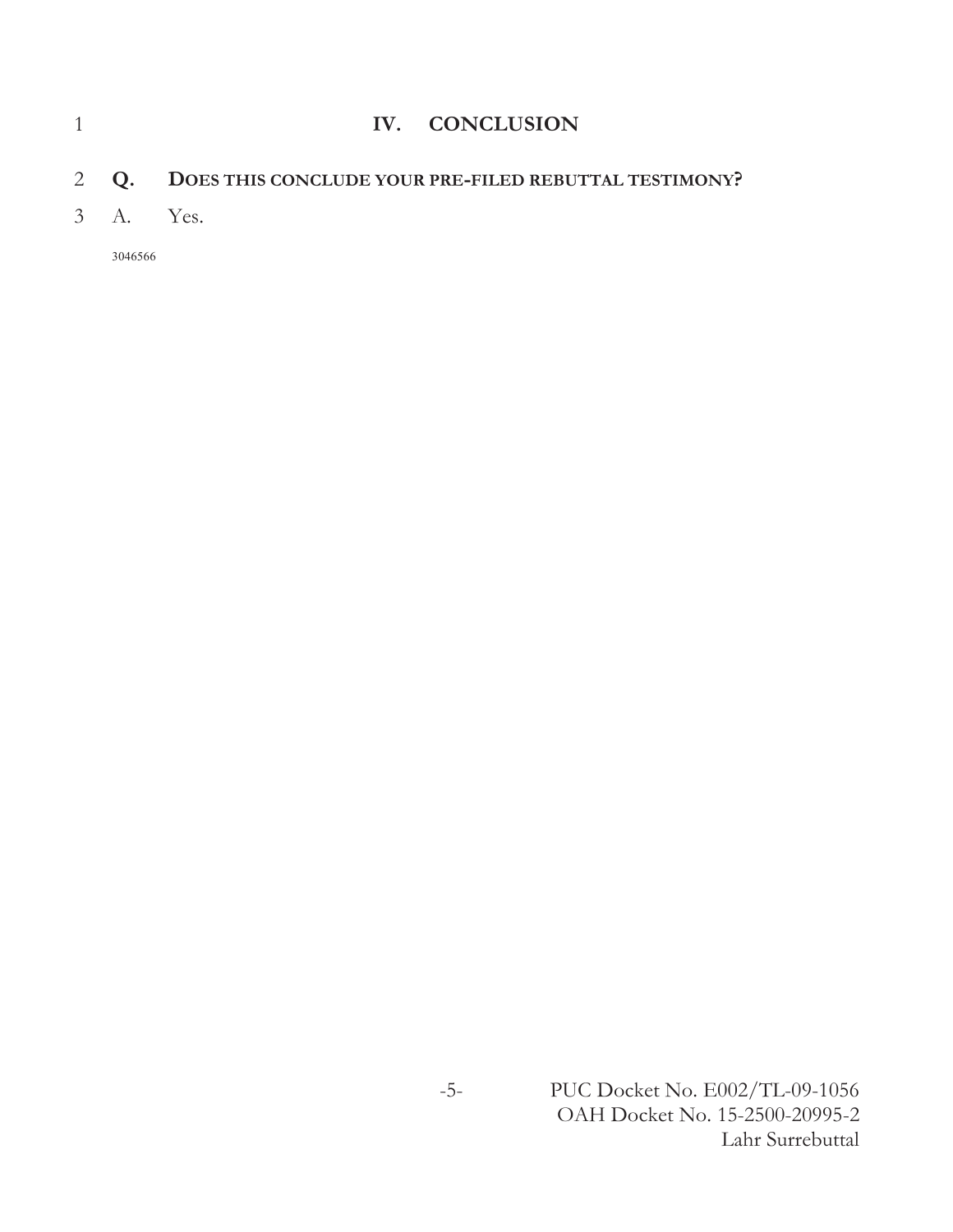## IV. CONCLUSION

**Q. DOES THIS CONCLUDE YOUR PRE-FILED REBUTTAL TESTIMONY?**

A. Yes.

3046566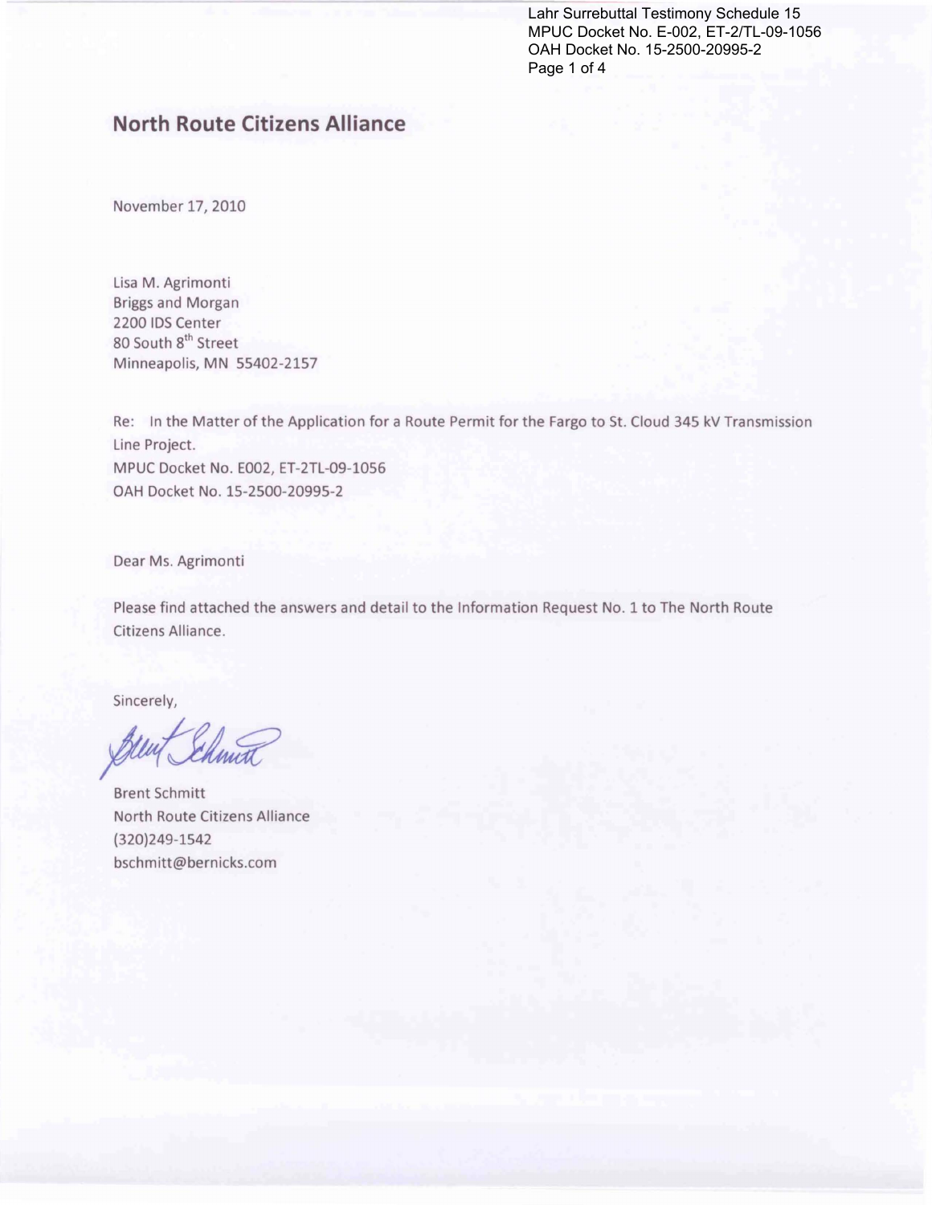## North Route Citizens Alliance

November 17, 2010

Lisa M. Agrimonti
Briggs and Morgan
2200 IDS Center
80 South 8th Street
Minneapolis, MN 55402-2157

Re: In the Matter of the Application for a Route Permit for the Fargo to St. Cloud 345 kV Transmission Line Project.
MPUC Docket No. E002, ET-2TL-09-1056
OAH Docket No. 15-2500-20995-2

Dear Ms. Agrimonti

Please find attached the answers and detail to the Information Request No. 1 to The North Route Citizens Alliance.

Sincerely,

Brent Schmitt
North Route Citizens Alliance
(320)249-1542
bschmitt@bernicks.com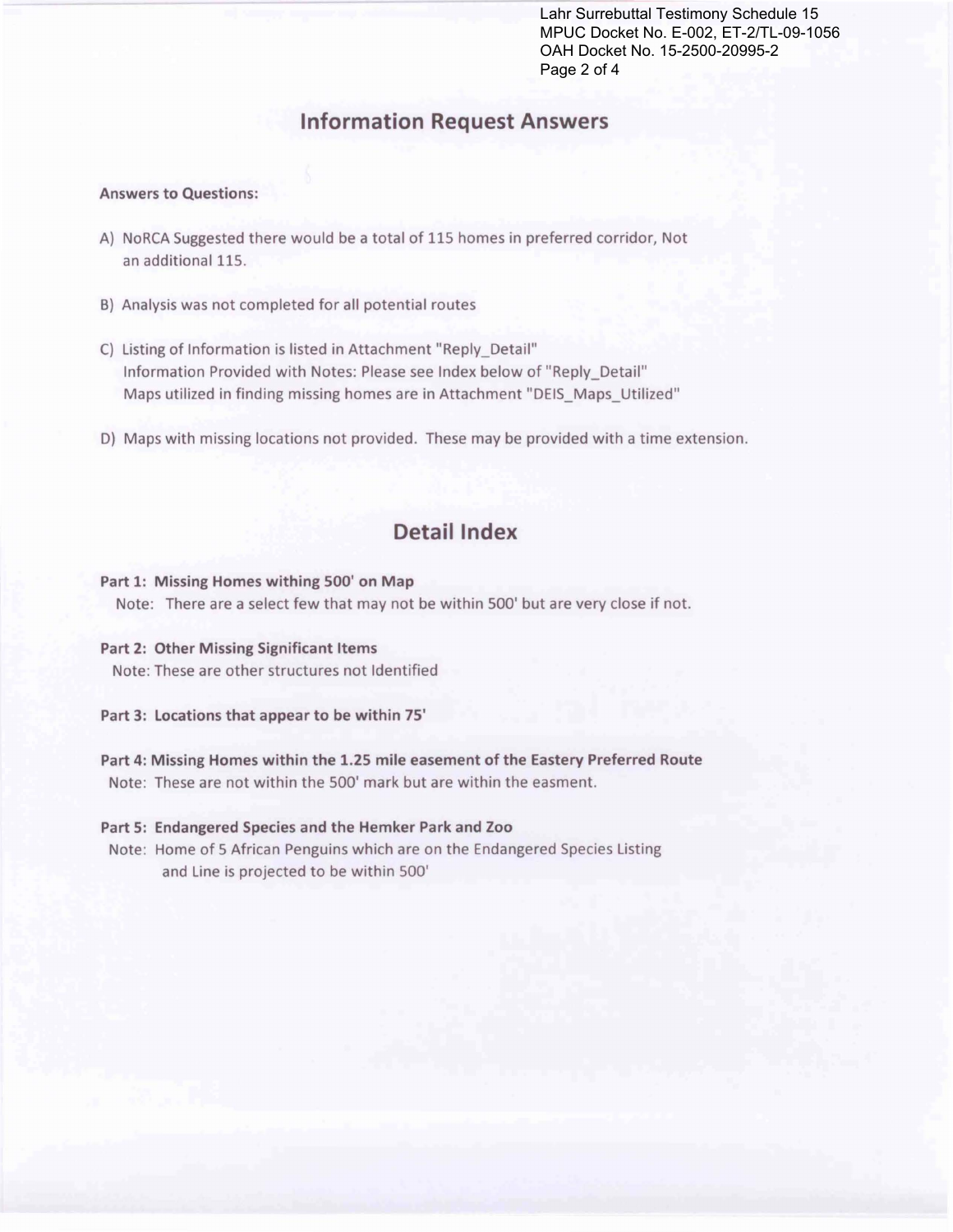## Information Request Answers

**Answers to Questions:**

A) NoRCA Suggested there would be a total of 115 homes in preferred corridor, Not an additional 115.

B) Analysis was not completed for all potential routes

C) Listing of Information is listed in Attachment "Reply_Detail"
   Information Provided with Notes: Please see Index below of "Reply_Detail"
   Maps utilized in finding missing homes are in Attachment "DEIS_Maps_Utilized"

D) Maps with missing locations not provided. These may be provided with a time extension.

## Detail Index

**Part 1: Missing Homes withing 500' on Map**
Note: There are a select few that may not be within 500' but are very close if not.

**Part 2: Other Missing Significant Items**
Note: These are other structures not Identified

**Part 3: Locations that appear to be within 75'**

**Part 4: Missing Homes within the 1.25 mile easement of the Eastery Preferred Route**
Note: These are not within the 500' mark but are within the easment.

**Part 5: Endangered Species and the Hemker Park and Zoo**
Note: Home of 5 African Penguins which are on the Endangered Species Listing and Line is projected to be within 500'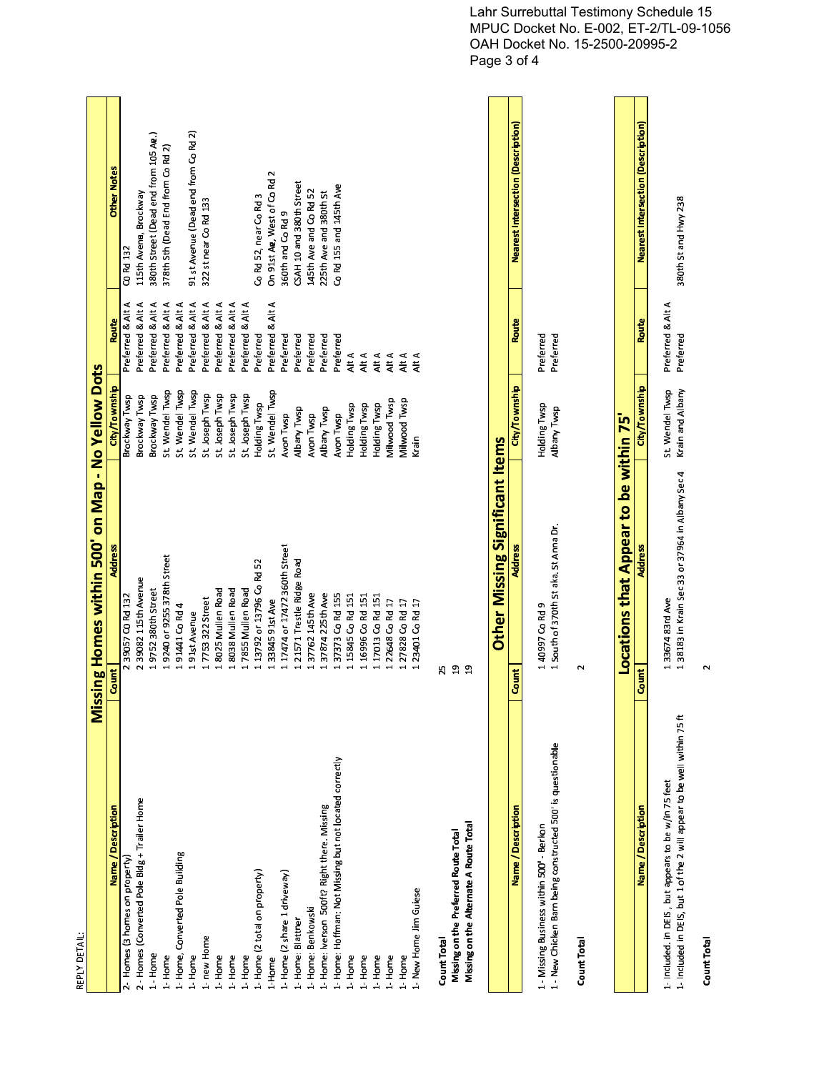Lahr Surrebuttal Testimony Schedule 15
MPUC Docket No. E-002, ET-2/TL-09-1056
OAH Docket No. 15-2500-20995-2

REPLY DETAIL:

## Missing Homes within 500' on Map - No Yellow Dots

| Name / Description | Count | Address | City/Township | Route | Other Notes |
|---|---|---|---|---|---|
| 2- Homes (3 homes on property) | 2 | 39057 CO Rd 132 | Brockway Twsp | Preferred & Alt A | CO Rd 132 |
| 2 - Homes (Converted Pole Bldg + Trailer Home | 2 | 39082 115th Avenue | Brockway Twsp | Preferred & Alt A | 115th Avena, Brockway |
| 1 - Home | 1 | 9752 380th Street | Brockway Twsp | Preferred & Alt A | 380th Street (Dead end from 105 Ave.) |
| 1- Home | 1 | 9240 or 9255 378th Street | St. Wendel Twsp | Preferred & Alt A | 378th Sth (Dead End from Co Rd 2) |
| 1- Home, Converted Pole Building | 1 | 91441 Co Rd 4 | St. Wendel Twsp | Preferred & Alt A | |
| 1- Home | 1 | 91st Avenue | St. Wendel Twsp | Preferred & Alt A | 91st Avenue (Dead end from Co Rd 2) |
| 1- new Home | 1 | 7753 322 Street | St. Joseph Twsp | Preferred & Alt A | 322 st near Co Rd 133 |
| 1- Home | 1 | 8025 Mullen Road | St. Joseph Twsp | Preferred & Alt A | |
| 1- Home | 1 | 8038 Mullen Road | St. Joseph Twsp | Preferred & Alt A | |
| 1- Home | 1 | 7855 Mullen Road | St. Joseph Twsp | Preferred & Alt A | |
| 1- Home (2 total on property) | 1 | 13792 or 13796 Co Rd 52 | Holding Twsp | Preferred | Co Rd 52, near Co Rd 3 |
| 1-Home | 1 | 33845 91st Ave | St. Wendel Twsp | Preferred & Alt A | On 91st Ave, West of Co Rd 2 |
| 1- Home (2 share 1 driveway) | 1 | 17474 or 17472 360th Street | Avon Twsp | Preferred | 360th and Co Rd 9 |
| 1- Home: Blattner | 1 | 21571 Trestle Ridge Road | Albany Twsp | Preferred | CSAH 10 and 380th Street |
| 1- Home: Benkowski | 1 | 37762 145th Ave | Avon Twsp | Preferred | 145th Ave and Co Rd 52 |
| 1- Home: Iverson 500ft? Right there. Missing | 1 | 37874 225th Ave | Albany Twsp | Preferred | 225th Ave and 380th St |
| 1- Home: Hoffman: Not Missing but not located correctly | 1 | 37373 Co Rd 155 | Avon Twsp | Preferred | Co Rd 155 and 145th Ave |
| 1- Home | 1 | 15845 Co Rd 151 | Holding Twsp | Alt A | |
| 1- Home | 1 | 16996 Co Rd 151 | Holding Twsp | Alt A | |
| 1- Home | 1 | 17013 Co Rd 151 | Holding Twsp | Alt A | |
| 1- Home | 1 | 22648 Co Rd 17 | Millwood Twsp | Alt A | |
| 1- Home | 1 | 27828 Co Rd 17 | Millwood Twsp | Alt A | |
| 1- New Home Jim Gulese | 1 | 23401 Co Rd 17 | Krain | Alt A | |

**Count Total** 25
**Missing on the Preferred Route Total** 19
**Missing on the Alternate A Route Total** 19

## Other Missing Significant Items

| Name / Description | Count | Address | City/Township | Route | Nearest Intersection (Description) |
|---|---|---|---|---|---|
| 1- Missing Business within 500' - Berkon | 1 | 40997 Co Rd 9 | Holding Twsp | Preferred | |
| 1 - New Chicken Barn being constructed 500' is questionable | 1 | South of 370th St aka, St Anna Dr. | Albany Twsp | Preferred | |

**Count Total** 2

## Locations that Appear to be within 75'

| Name / Description | Count | Address | City/Township | Route | Nearest Intersection (Description) |
|---|---|---|---|---|---|
| 1- Included. in DEIS, but appears to be w/in 75 feet | 1 | 33674 83rd Ave | St. Wendel Twsp | Preferred & Alt A | |
| 1- Included in DEIS, but 1 of the 2 will appear to be well within 75 ft | 1 | 38183 in Krain Sec 33 or 37964 in Albany Sec 4 | Krain and Albany | Preferred | 380th St and Hwy 238 |

**Count Total** 2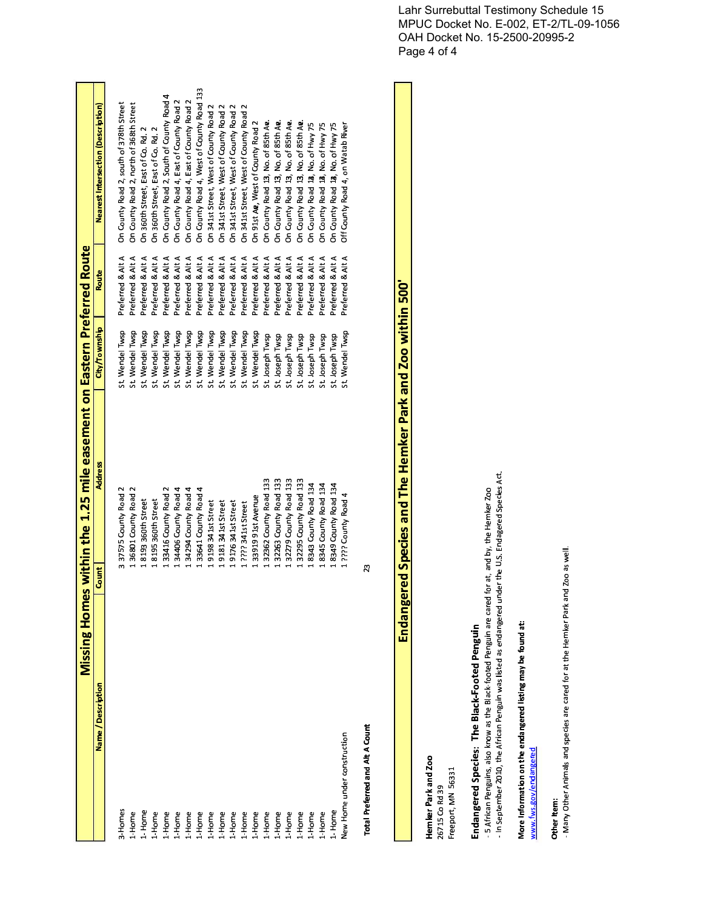Lahr Surrebuttal Testimony Schedule 15
MPUC Docket No. E-002, ET-2/TL-09-1056
OAH Docket No. 15-2500-20995-2
Page 4 of 4

## Missing Homes within the 1.25 mile easement on Eastern Preferred Route

| Name / Description | Count | Address | City/Township | Route | Nearest Intersection (Description) |
|---|---|---|---|---|---|
| 3-Homes | 3 | 37575 County Road 2 | St. Wendel Twsp | Preferred & Alt A | On County Road 2, south of 378th Street |
| 1-Home | 1 | 36801 County Road 2 | St. Wendel Twsp | Preferred & Alt A | On County Road 2, north of 368th Street |
| 1- Home | 1 | 8193 360th Street | St. Wendel Twsp | Preferred & Alt A | On 360th Street, East of Co. Rd. 2 |
| 1-Home | 1 | 8195 360th Street | St. Wendel Twsp | Preferred & Alt A | On 360th Street, East of Co. Rd. 2 |
| 1-Home | 1 | 33416 County Road 2 | St. Wendel Twsp | Preferred & Alt A | On County Road 2, South of County Road 4 |
| 1-Home | 1 | 34406 County Road 4 | St. Wendel Twsp | Preferred & Alt A | On County Road 4, East of County Road 2 |
| 1-Home | 1 | 34294 County Road 4 | St. Wendel Twsp | Preferred & Alt A | On County Road 4, East of County Road 2 |
| 1-Home | 1 | 33641 County Road 4 | St. Wendel Twsp | Preferred & Alt A | On County Road 4, West of County Road 133 |
| 1-Home | 1 | 9198 341st Street | St. Wendel Twsp | Preferred & Alt A | On 341st Street, West of County Road 2 |
| 1-Home | 1 | 9181 341st Street | St. Wendel Twsp | Preferred & Alt A | On 341st Street, West of County Road 2 |
| 1-Home | 1 | 9176 341st Street | St. Wendel Twsp | Preferred & Alt A | On 341st Street, West of County Road 2 |
| 1-Home | 1 | ???? 341st Street | St. Wendel Twsp | Preferred & Alt A | On 341st Street, West of County Road 2 |
| 1-Home | 1 | 33919 91st Avenue | St. Wendel Twsp | Preferred & Alt A | On 91st Ave, West of County Road 2 |
| 1-Home | 1 | 32362 County Road 133 | St. Joseph Twsp | Preferred & Alt A | On County Road 13, No. of 85th Ave. |
| 1-Home | 1 | 32263 County Road 133 | St. Joseph Twsp | Preferred & Alt A | On County Road 13, No. of 85th Ave. |
| 1-Home | 1 | 32279 County Road 133 | St. Joseph Twsp | Preferred & Alt A | On County Road 13, No. of 85th Ave. |
| 1-Home | 1 | 32295 County Road 133 | St. Joseph Twsp | Preferred & Alt A | On County Road 13, No. of 85th Ave. |
| 1-Home | 1 | 8343 County Road 134 | St. Joseph Twsp | Preferred & Alt A | On County Road 13, No. of Hwy 75 |
| 1-Home | 1 | 8345 County Road 134 | St. Joseph Twsp | Preferred & Alt A | On County Road 13, No. of Hwy 75 |
| 1- Home | 1 | 8349 County Road 134 | St. Joseph Twsp | Preferred & Alt A | On County Road 13, No. of Hwy 75 |
| New Home under construction | 1 | ???? County Road 4 | St. Wendel Twsp | Preferred & Alt A | Off County Road 4, on Watab River |
| **Total Preferred and Alt A Count** | 23 | | | | |

## Endangered Species and The Hemker Park and Zoo within 500'

**Hemker Park and Zoo**
26715 Co Rd 39
Freeport, MN 56331

**Endangered Species: The Black-Footed Penguin**
- 5 African Penguins, also know as the Black-footed Penguin are cared for at, and by, the Hemker Zoo
- In September 2010, the African Penguin was listed as endangered under the U.S. Endagered Species Act.

**More Information on the endangered listing may be found at:**
www.fws.gov/endangered

**Other Item:**
- Many Other Animals and species are cared for at the Hemker Park and Zoo as well.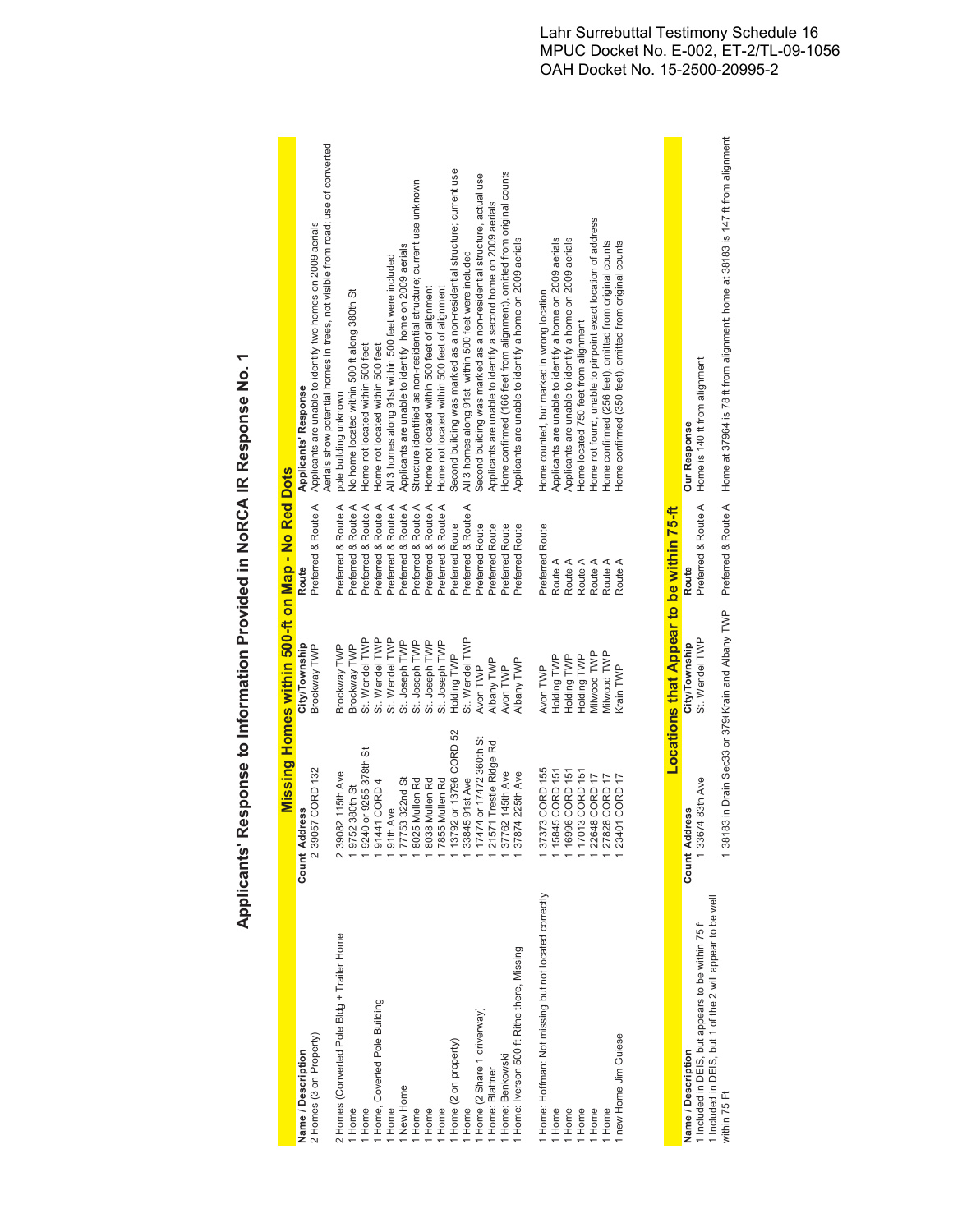Lahr Surrebuttal Testimony Schedule 16
MPUC Docket No. E-002, ET-2/TL-09-1056
OAH Docket No. 15-2500-20995-2

# Applicants' Response to Information Provided in NoRCA IR Response No. 1

## Missing Homes within 500-ft on Map - No Red Dots

| Name / Description | Count | Address | City/Township | Route | Applicants' Response |
|---|---|---|---|---|---|
| 2 Homes (3 on Property) | 2 | 39057 CORD 132 | Brockway TWP | Preferred & Route A | Applicants are unable to identify two homes on 2009 aerials |
| 2 Homes (Converted Pole Bldg + Trailer Home | 2 | 39082 115th Ave | Brockway TWP | Preferred & Route A | Aerials show potential homes in trees, not visible from road; use of converted pole building unknown |
| 1 Home | 1 | 9752 380th St | Brockway TWP | Preferred & Route A | No home located within 500 ft along 380th St |
| 1 Home | 1 | 9240 or 9255 378th St | St. Wendel TWP | Preferred & Route A | Home not located within 500 feet |
| 1 Home, Coverted Pole Building | 1 | 91441 CORD 4 | St. Wendel TWP | Preferred & Route A | Home not located within 500 feet |
| 1 Home | 1 | 91th Ave | St. Wendel TWP | Preferred & Route A | All 3 homes along 91st within 500 feet were included |
| 1 New Home | 1 | 77753 322nd St | St. Joseph TWP | Preferred & Route A | Applicants are unable to identify home on 2009 aerials |
| 1 Home | 1 | 8025 Mullen Rd | St. Joseph TWP | Preferred & Route A | Structure identified as non-residential structure; current use unknown |
| 1 Home | 1 | 8038 Mullen Rd | St. Joseph TWP | Preferred & Route A | Home not located within 500 feet of alignment |
| 1 Home | 1 | 7855 Mullen Rd | St. Joseph TWP | Preferred & Route A | Home not located within 500 feet of alignment |
| 1 Home (2 on property) | 1 | 13792 or 13796 CORD 52 | Holding TWP | Preferred Route | Second building was marked as a non-residential structure; current use |
| 1 Home | 1 | 33845 91st Ave | St. Wendel TWP | Preferred & Route A | All 3 homes along 91st within 500 feet were includec |
| 1 Home (2 Share 1 driveway) | 1 | 17474 or 17472 360th St | Avon TWP | Preferred Route | Second building was marked as a non-residential structure, actual use |
| 1 Home: Blattner | 1 | 21571 Trestle Ridge Rd | Albany TWP | Preferred Route | Applicants are unable to identify a second home on 2009 aerials |
| 1 Home: Benkowski | 1 | 37762 145th Ave | Avon TWP | Preferred Route | Home confirmed (166 feet from alignment), omitted from original counts |
| 1 Home: Iverson 500 ft Rithe there, Missing | 1 | 37874 225th Ave | Albany TWP | Preferred Route | Applicants are unable to identify a home on 2009 aerials |
| 1 Home: Hoffman: Not missing but not located correctly | 1 | 37373 CORD 155 | Avon TWP | Preferred Route | Home counted, but marked in wrong location |
| 1 Home | 1 | 15845 CORD 151 | Holding TWP | Route A | Applicants are unable to identify a home on 2009 aerials |
| 1 Home | 1 | 16996 CORD 151 | Holding TWP | Route A | Applicants are unable to identify a home on 2009 aerials |
| 1 Home | 1 | 17013 CORD 151 | Holding TWP | Route A | Home located 750 feet from alignment |
| 1 Home | 1 | 22648 CORD 17 | Millwood TWP | Route A | Home not found, unable to pinpoint exact location of address |
| 1 Home | 1 | 27828 CORD 17 | Millwood TWP | Route A | Home confirmed (256 feet), omitted from original counts |
| 1 new Home Jim Guiese | 1 | 23401 CORD 17 | Krain TWP | Route A | Home confirmed (350 feet), omitted from original counts |

## Locations that Appear to be within 75-ft

| Name / Description | Count | Address | City/Township | Route | Our Response |
|---|---|---|---|---|---|
| 1 Included in DEIS, but appears to be within 75 ft | 1 | 33674 83th Ave | St. Wendel TWP | Preferred & Route A | Home is 140 ft from alignment |
| 1 Included in DEIS, but 1 of the 2 will appear to be well within 75 Ft | 1 | 38183 in Drain Sec33 or 379 | Krain and Albany TWP | Preferred & Route A | Home at 37964 is 78 ft from alignment; home at 38183 is 147 ft from alignment |